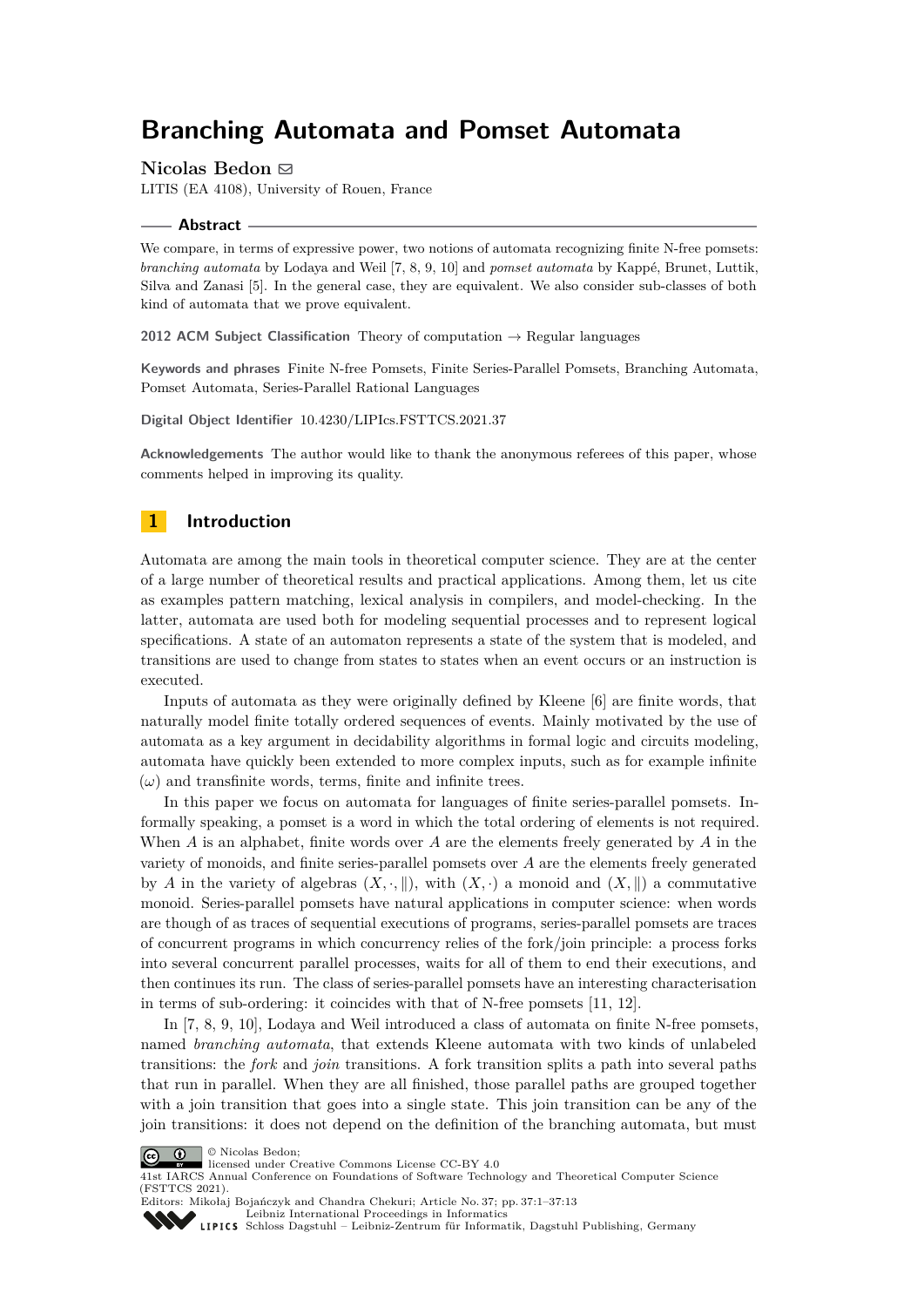# Branching Automata and Pomset Automata

**Nicolas Bedon** ✉

LITIS (EA 4108), University of Rouen, France

## Abstract

We compare, in terms of expressive power, two notions of automata recognizing finite N-free pomsets: *branching automata* by Lodaya and Weil [7, 8, 9, 10] and *pomset automata* by Kappé, Brunet, Luttik, Silva and Zanasi [5]. In the general case, they are equivalent. We also consider sub-classes of both kind of automata that we prove equivalent.

**2012 ACM Subject Classification** Theory of computation → Regular languages

**Keywords and phrases** Finite N-free Pomsets, Finite Series-Parallel Pomsets, Branching Automata, Pomset Automata, Series-Parallel Rational Languages

**Digital Object Identifier** 10.4230/LIPIcs.FSTTCS.2021.37

**Acknowledgements** The author would like to thank the anonymous referees of this paper, whose comments helped in improving its quality.

## 1 Introduction

Automata are among the main tools in theoretical computer science. They are at the center of a large number of theoretical results and practical applications. Among them, let us cite as examples pattern matching, lexical analysis in compilers, and model-checking. In the latter, automata are used both for modeling sequential processes and to represent logical specifications. A state of an automaton represents a state of the system that is modeled, and transitions are used to change from states to states when an event occurs or an instruction is executed.

Inputs of automata as they were originally defined by Kleene [6] are finite words, that naturally model finite totally ordered sequences of events. Mainly motivated by the use of automata as a key argument in decidability algorithms in formal logic and circuits modeling, automata have quickly been extended to more complex inputs, such as for example infinite ($\omega$) and transfinite words, terms, finite and infinite trees.

In this paper we focus on automata for languages of finite series-parallel pomsets. Informally speaking, a pomset is a word in which the total ordering of elements is not required. When $A$ is an alphabet, finite words over $A$ are the elements freely generated by $A$ in the variety of monoids, and finite series-parallel pomsets over $A$ are the elements freely generated by $A$ in the variety of algebras $(X, \cdot, \|)$, with $(X, \cdot)$ a monoid and $(X, \|)$ a commutative monoid. Series-parallel pomsets have natural applications in computer science: when words are though of as traces of sequential executions of programs, series-parallel pomsets are traces of concurrent programs in which concurrency relies of the fork/join principle: a process forks into several concurrent parallel processes, waits for all of them to end their executions, and then continues its run. The class of series-parallel pomsets have an interesting characterisation in terms of sub-ordering: it coincides with that of N-free pomsets [11, 12].

In [7, 8, 9, 10], Lodaya and Weil introduced a class of automata on finite N-free pomsets, named *branching automata*, that extends Kleene automata with two kinds of unlabeled transitions: the *fork* and *join* transitions. A fork transition splits a path into several paths that run in parallel. When they are all finished, those parallel paths are grouped together with a join transition that goes into a single state. This join transition can be any of the join transitions: it does not depend on the definition of the branching automata, but must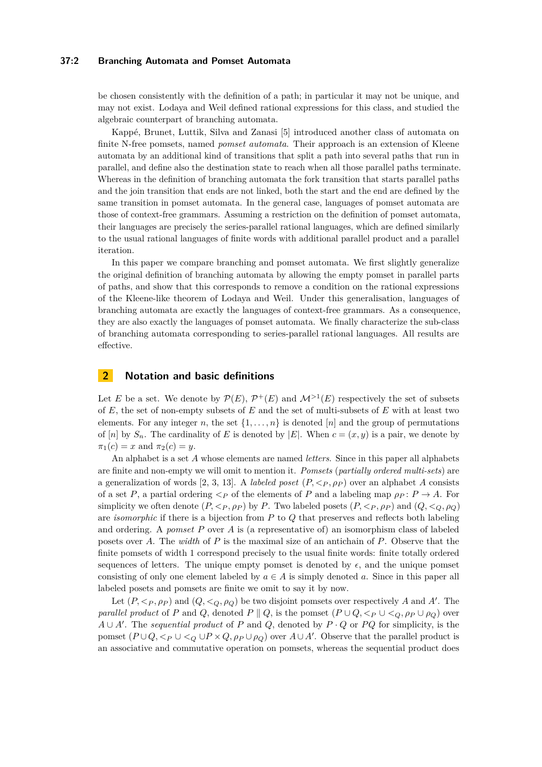be chosen consistently with the definition of a path; in particular it may not be unique, and may not exist. Lodaya and Weil defined rational expressions for this class, and studied the algebraic counterpart of branching automata.

Kappé, Brunet, Luttik, Silva and Zanasi [5] introduced another class of automata on finite N-free pomsets, named *pomset automata*. Their approach is an extension of Kleene automata by an additional kind of transitions that split a path into several paths that run in parallel, and define also the destination state to reach when all those parallel paths terminate. Whereas in the definition of branching automata the fork transition that starts parallel paths and the join transition that ends are not linked, both the start and the end are defined by the same transition in pomset automata. In the general case, languages of pomset automata are those of context-free grammars. Assuming a restriction on the definition of pomset automata, their languages are precisely the series-parallel rational languages, which are defined similarly to the usual rational languages of finite words with additional parallel product and a parallel iteration.

In this paper we compare branching and pomset automata. We first slightly generalize the original definition of branching automata by allowing the empty pomset in parallel parts of paths, and show that this corresponds to remove a condition on the rational expressions of the Kleene-like theorem of Lodaya and Weil. Under this generalisation, languages of branching automata are exactly the languages of context-free grammars. As a consequence, they are also exactly the languages of pomset automata. We finally characterize the sub-class of branching automata corresponding to series-parallel rational languages. All results are effective.

## 2 Notation and basic definitions

Let $E$ be a set. We denote by $\mathcal{P}(E)$, $\mathcal{P}^+(E)$ and $\mathcal{M}^{>1}(E)$ respectively the set of subsets of $E$, the set of non-empty subsets of $E$ and the set of multi-subsets of $E$ with at least two elements. For any integer $n$, the set $\{1, \ldots, n\}$ is denoted $[n]$ and the group of permutations of $[n]$ by $S_n$. The cardinality of $E$ is denoted by $|E|$. When $c = (x, y)$ is a pair, we denote by $\pi_1(c) = x$ and $\pi_2(c) = y$.

An alphabet is a set $A$ whose elements are named *letters*. Since in this paper all alphabets are finite and non-empty we will omit to mention it. *Pomsets* (*partially ordered multi-sets*) are a generalization of words [2, 3, 13]. A *labeled poset* $(P, <_P, \rho_P)$ over an alphabet $A$ consists of a set $P$, a partial ordering $<_P$ of the elements of $P$ and a labeling map $\rho_P : P \to A$. For simplicity we often denote $(P, <_P, \rho_P)$ by $P$. Two labeled posets $(P, <_P, \rho_P)$ and $(Q, <_Q, \rho_Q)$ are *isomorphic* if there is a bijection from $P$ to $Q$ that preserves and reflects both labeling and ordering. A *pomset* $P$ over $A$ is (a representative of) an isomorphism class of labeled posets over $A$. The *width* of $P$ is the maximal size of an antichain of $P$. Observe that the finite pomsets of width 1 correspond precisely to the usual finite words: finite totally ordered sequences of letters. The unique empty pomset is denoted by $\epsilon$, and the unique pomset consisting of only one element labeled by $a \in A$ is simply denoted $a$. Since in this paper all labeled posets and pomsets are finite we omit to say it by now.

Let $(P, <_P, \rho_P)$ and $(Q, <_Q, \rho_Q)$ be two disjoint pomsets over respectively $A$ and $A'$. The *parallel product* of $P$ and $Q$, denoted $P \parallel Q$, is the pomset $(P \cup Q, <_P \cup <_Q, \rho_P \cup \rho_Q)$ over $A \cup A'$. The *sequential product* of $P$ and $Q$, denoted by $P \cdot Q$ or $PQ$ for simplicity, is the pomset $(P \cup Q, <_P \cup <_Q \cup P \times Q, \rho_P \cup \rho_Q)$ over $A \cup A'$. Observe that the parallel product is an associative and commutative operation on pomsets, whereas the sequential product does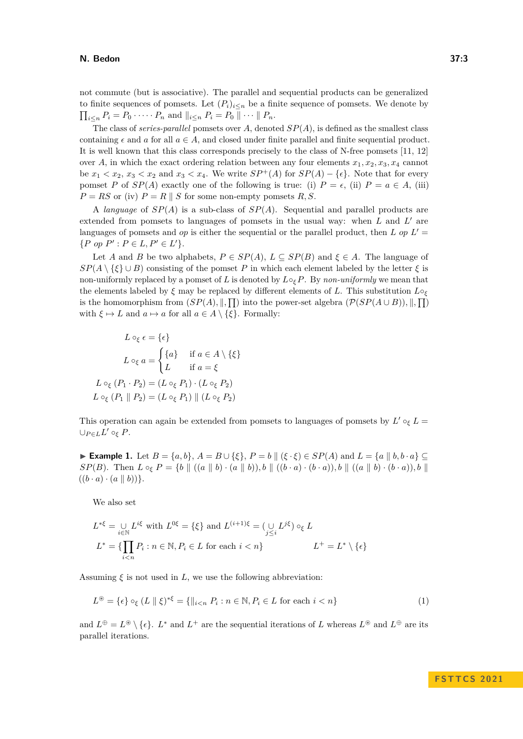not commute (but is associative). The parallel and sequential products can be generalized to finite sequences of pomsets. Let $(P_i)_{i\leq n}$ be a finite sequence of pomsets. We denote by $\prod_{i\leq n} P_i = P_0 \cdot \cdots \cdot P_n$ and $\|_{i\leq n} P_i = P_0 \parallel \cdots \parallel P_n$.

The class of *series-parallel* pomsets over $A$, denoted $SP(A)$, is defined as the smallest class containing $\epsilon$ and $a$ for all $a \in A$, and closed under finite parallel and finite sequential product. It is well known that this class corresponds precisely to the class of N-free pomsets [11, 12] over $A$, in which the exact ordering relation between any four elements $x_1, x_2, x_3, x_4$ cannot be $x_1 < x_2$, $x_3 < x_2$ and $x_3 < x_4$. We write $SP^+(A)$ for $SP(A) - \{\epsilon\}$. Note that for every pomset $P$ of $SP(A)$ exactly one of the following is true: (i) $P = \epsilon$, (ii) $P = a \in A$, (iii) $P = RS$ or (iv) $P = R \parallel S$ for some non-empty pomsets $R, S$.

A *language* of $SP(A)$ is a sub-class of $SP(A)$. Sequential and parallel products are extended from pomsets to languages of pomsets in the usual way: when $L$ and $L'$ are languages of pomsets and $op$ is either the sequential or the parallel product, then $L\ op\ L' = \{P\ op\ P' : P \in L, P' \in L'\}$.

Let $A$ and $B$ be two alphabets, $P \in SP(A)$, $L \subseteq SP(B)$ and $\xi \in A$. The language of $SP(A \setminus \{\xi\} \cup B)$ consisting of the pomset $P$ in which each element labeled by the letter $\xi$ is non-uniformly replaced by a pomset of $L$ is denoted by $L \circ_\xi P$. By *non-uniformly* we mean that the elements labeled by $\xi$ may be replaced by different elements of $L$. This substitution $L\circ_\xi$ is the homomorphism from $(SP(A), \|, \prod)$ into the power-set algebra $(\mathcal{P}(SP(A \cup B)), \|, \prod)$ with $\xi \mapsto L$ and $a \mapsto a$ for all $a \in A \setminus \{\xi\}$. Formally:

$$
\begin{aligned}
L \circ_\xi \epsilon &= \{\epsilon\} \\
L \circ_\xi a &= \begin{cases} \{a\} & \text{if } a \in A \setminus \{\xi\} \\ L & \text{if } a = \xi \end{cases} \\
L \circ_\xi (P_1 \cdot P_2) &= (L \circ_\xi P_1) \cdot (L \circ_\xi P_2) \\
L \circ_\xi (P_1 \parallel P_2) &= (L \circ_\xi P_1) \parallel (L \circ_\xi P_2)
\end{aligned}
$$

This operation can again be extended from pomsets to languages of pomsets by $L' \circ_\xi L = \cup_{P \in L} L' \circ_\xi P$.

▶ **Example 1.** Let $B = \{a, b\}$, $A = B \cup \{\xi\}$, $P = b \parallel (\xi \cdot \xi) \in SP(A)$ and $L = \{a \parallel b, b \cdot a\} \subseteq SP(B)$. Then $L \circ_\xi P = \{b \parallel ((a \parallel b) \cdot (a \parallel b)), b \parallel ((b \cdot a) \cdot (b \cdot a)), b \parallel ((a \parallel b) \cdot (b \cdot a)), b \parallel ((b \cdot a) \cdot (a \parallel b))\}$.

We also set

$$
L^{*\xi} = \underset{i \in \mathbb{N}}{\cup} L^{i\xi} \text{ with } L^{0\xi} = \{\xi\} \text{ and } L^{(i+1)\xi} = (\underset{j \leq i}{\cup} L^{j\xi}) \circ_\xi L
$$

$$
L^* = \{\prod_{i<n} P_i : n \in \mathbb{N}, P_i \in L \text{ for each } i < n\} \qquad\qquad L^+ = L^* \setminus \{\epsilon\}
$$

Assuming $\xi$ is not used in $L$, we use the following abbreviation:

$$
L^{\circledast} = \{\epsilon\} \circ_\xi (L \parallel \xi)^{*\xi} = \{\|_{i<n} P_i : n \in \mathbb{N}, P_i \in L \text{ for each } i < n\} \tag{1}
$$

and $L^{\oplus} = L^{\circledast} \setminus \{\epsilon\}$. $L^*$ and $L^+$ are the sequential iterations of $L$ whereas $L^{\circledast}$ and $L^{\oplus}$ are its parallel iterations.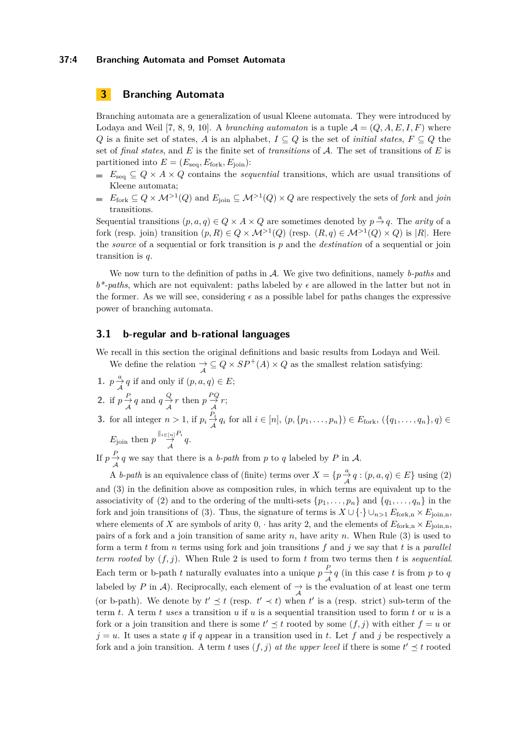## 3 Branching Automata

Branching automata are a generalization of usual Kleene automata. They were introduced by Lodaya and Weil [7, 8, 9, 10]. A *branching automaton* is a tuple $\mathcal{A} = (Q, A, E, I, F)$ where $Q$ is a finite set of states, $A$ is an alphabet, $I \subseteq Q$ is the set of *initial states*, $F \subseteq Q$ the set of *final states*, and $E$ is the finite set of *transitions* of $\mathcal{A}$. The set of transitions of $E$ is partitioned into $E = (E_{\text{seq}}, E_{\text{fork}}, E_{\text{join}})$:

- $E_{\text{seq}} \subseteq Q \times A \times Q$ contains the *sequential* transitions, which are usual transitions of Kleene automata;
- $E_{\text{fork}} \subseteq Q \times \mathcal{M}^{>1}(Q)$ and $E_{\text{join}} \subseteq \mathcal{M}^{>1}(Q) \times Q$ are respectively the sets of *fork* and *join* transitions.

Sequential transitions $(p, a, q) \in Q \times A \times Q$ are sometimes denoted by $p \xrightarrow{a} q$. The *arity* of a fork (resp. join) transition $(p, R) \in Q \times \mathcal{M}^{>1}(Q)$ (resp. $(R, q) \in \mathcal{M}^{>1}(Q) \times Q$) is $|R|$. Here the *source* of a sequential or fork transition is $p$ and the *destination* of a sequential or join transition is $q$.

We now turn to the definition of paths in $\mathcal{A}$. We give two definitions, namely *b-paths* and *b\*-paths*, which are not equivalent: paths labeled by $\epsilon$ are allowed in the latter but not in the former. As we will see, considering $\epsilon$ as a possible label for paths changes the expressive power of branching automata.

### 3.1 b-regular and b-rational languages

We recall in this section the original definitions and basic results from Lodaya and Weil.

We define the relation $\underset{\mathcal{A}}{\rightarrow} \subseteq Q \times SP^+(A) \times Q$ as the smallest relation satisfying:

1. $p \underset{\mathcal{A}}{\xrightarrow{a}} q$ if and only if $(p, a, q) \in E$;
2. if $p \underset{\mathcal{A}}{\xrightarrow{P}} q$ and $q \underset{\mathcal{A}}{\xrightarrow{Q}} r$ then $p \underset{\mathcal{A}}{\xrightarrow{PQ}} r$;
3. for all integer $n > 1$, if $p_i \underset{\mathcal{A}}{\xrightarrow{P_i}} q_i$ for all $i \in [n]$, $(p, \{p_1, \ldots, p_n\}) \in E_{\text{fork}}$, $(\{q_1, \ldots, q_n\}, q) \in E_{\text{join}}$ then $p \underset{\mathcal{A}}{\xrightarrow{\|_{i \in [n]} P_i}} q$.

If $p \underset{\mathcal{A}}{\xrightarrow{P}} q$ we say that there is a *b-path* from $p$ to $q$ labeled by $P$ in $\mathcal{A}$.

A *b-path* is an equivalence class of (finite) terms over $X = \{p \underset{\mathcal{A}}{\xrightarrow{a}} q : (p, a, q) \in E\}$ using (2) and (3) in the definition above as composition rules, in which terms are equivalent up to the associativity of (2) and to the ordering of the multi-sets $\{p_1, \ldots, p_n\}$ and $\{q_1, \ldots, q_n\}$ in the fork and join transitions of (3). Thus, the signature of terms is $X \cup \{\cdot\} \cup_{n>1} E_{\text{fork,n}} \times E_{\text{join,n}}$, where elements of $X$ are symbols of arity 0, $\cdot$ has arity 2, and the elements of $E_{\text{fork,n}} \times E_{\text{join,n}}$, pairs of a fork and a join transition of same arity $n$, have arity $n$. When Rule (3) is used to form a term $t$ from $n$ terms using fork and join transitions $f$ and $j$ we say that $t$ is a *parallel term rooted* by $(f, j)$. When Rule 2 is used to form $t$ from two terms then $t$ is *sequential*. Each term or b-path $t$ naturally evaluates into a unique $p \underset{\mathcal{A}}{\xrightarrow{P}} q$ (in this case $t$ is from $p$ to $q$ labeled by $P$ in $\mathcal{A}$). Reciprocally, each element of $\underset{\mathcal{A}}{\rightarrow}$ is the evaluation of at least one term (or b-path). We denote by $t' \preceq t$ (resp. $t' \prec t$) when $t'$ is a (resp. strict) sub-term of the term $t$. A term $t$ *uses* a transition $u$ if $u$ is a sequential transition used to form $t$ or $u$ is a fork or a join transition and there is some $t' \preceq t$ rooted by some $(f, j)$ with either $f = u$ or $j = u$. It uses a state $q$ if $q$ appear in a transition used in $t$. Let $f$ and $j$ be respectively a fork and a join transition. A term $t$ uses $(f, j)$ *at the upper level* if there is some $t' \preceq t$ rooted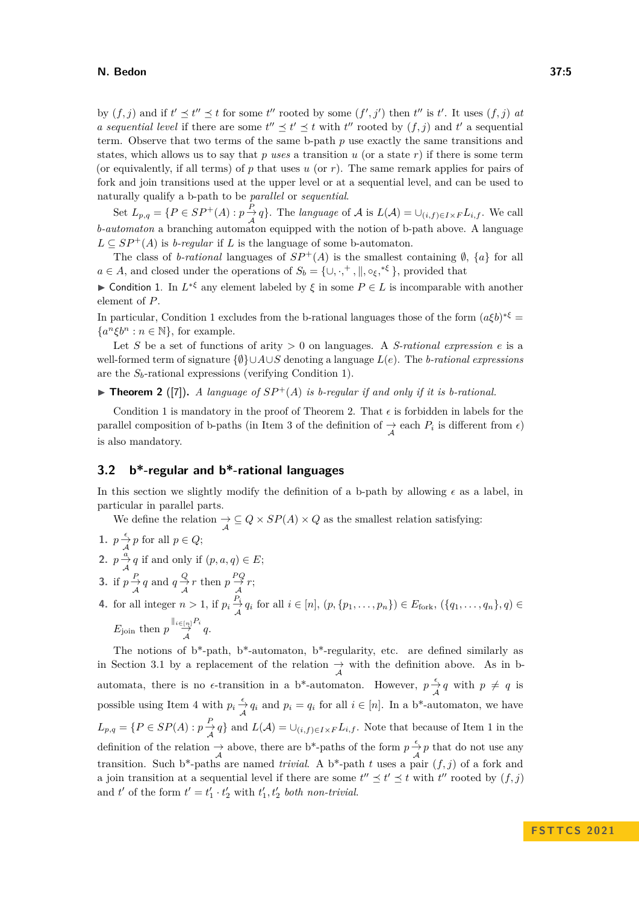by $(f, j)$ and if $t' \preceq t'' \preceq t$ for some $t''$ rooted by some $(f', j')$ then $t''$ is $t'$. It uses $(f, j)$ *at a sequential level* if there are some $t'' \preceq t' \preceq t$ with $t''$ rooted by $(f, j)$ and $t'$ a sequential term. Observe that two terms of the same b-path $p$ use exactly the same transitions and states, which allows us to say that $p$ *uses* a transition $u$ (or a state $r$) if there is some term (or equivalently, if all terms) of $p$ that uses $u$ (or $r$). The same remark applies for pairs of fork and join transitions used at the upper level or at a sequential level, and can be used to naturally qualify a b-path to be *parallel* or *sequential*.

Set $L_{p,q} = \{P \in SP^+(A) : p \overset{P}{\underset{\mathcal{A}}{\to}} q\}$. The *language* of $\mathcal{A}$ is $L(\mathcal{A}) = \cup_{(i,f) \in I \times F} L_{i,f}$. We call *b-automaton* a branching automaton equipped with the notion of b-path above. A language $L \subseteq SP^+(A)$ is *b-regular* if $L$ is the language of some b-automaton.

The class of *b-rational* languages of $SP^+(A)$ is the smallest class containing $\emptyset$, $\{a\}$ for all $a \in A$, and closed under the operations of $S_b = \{\cup, \cdot, ^+, \|, \circ_\xi, ^{*\xi}\}$, provided that

▶ Condition 1. In $L^{*\xi}$ any element labeled by $\xi$ in some $P \in L$ is incomparable with another element of $P$.

In particular, Condition 1 excludes from the b-rational languages those of the form $(a\xi b)^{*\xi} = \{a^n \xi b^n : n \in \mathbb{N}\}$, for example.

Let $S$ be a set of functions of arity $> 0$ on languages. A *S-rational expression* $e$ is a well-formed term of signature $\{\emptyset\} \cup A \cup S$ denoting a language $L(e)$. The *b-rational expressions* are the $S_b$-rational expressions (verifying Condition 1).

▶ **Theorem 2** ([7]). *A language of $SP^+(A)$ is b-regular if and only if it is b-rational.*

Condition 1 is mandatory in the proof of Theorem 2. That $\epsilon$ is forbidden in labels for the parallel composition of b-paths (in Item 3 of the definition of $\underset{\mathcal{A}}{\to}$ each $P_i$ is different from $\epsilon$) is also mandatory.

## 3.2 b*-regular and b*-rational languages

In this section we slightly modify the definition of a b-path by allowing $\epsilon$ as a label, in particular in parallel parts.

We define the relation $\underset{\mathcal{A}}{\to} \subseteq Q \times SP(A) \times Q$ as the smallest relation satisfying:

1. $p \overset{\epsilon}{\underset{\mathcal{A}}{\to}} p$ for all $p \in Q$;
2. $p \overset{a}{\underset{\mathcal{A}}{\to}} q$ if and only if $(p, a, q) \in E$;
3. if $p \overset{P}{\underset{\mathcal{A}}{\to}} q$ and $q \overset{Q}{\underset{\mathcal{A}}{\to}} r$ then $p \overset{PQ}{\underset{\mathcal{A}}{\to}} r$;
4. for all integer $n > 1$, if $p_i \overset{P_i}{\underset{\mathcal{A}}{\to}} q_i$ for all $i \in [n]$, $(p, \{p_1, \ldots, p_n\}) \in E_{\text{fork}}$, $(\{q_1, \ldots, q_n\}, q) \in E_{\text{join}}$ then $p \overset{\|_{i \in [n]} P_i}{\underset{\mathcal{A}}{\to}} q$.

The notions of b*-path, b*-automaton, b*-regularity, etc. are defined similarly as in Section 3.1 by a replacement of the relation $\underset{\mathcal{A}}{\to}$ with the definition above. As in b-automata, there is no $\epsilon$-transition in a b*-automaton. However, $p \overset{\epsilon}{\underset{\mathcal{A}}{\to}} q$ with $p \neq q$ is possible using Item 4 with $p_i \overset{\epsilon}{\underset{\mathcal{A}}{\to}} q_i$ and $p_i = q_i$ for all $i \in [n]$. In a b*-automaton, we have $L_{p,q} = \{P \in SP(A) : p \overset{P}{\underset{\mathcal{A}}{\to}} q\}$ and $L(\mathcal{A}) = \cup_{(i,f) \in I \times F} L_{i,f}$. Note that because of Item 1 in the definition of the relation $\underset{\mathcal{A}}{\to}$ above, there are b*-paths of the form $p \overset{\epsilon}{\underset{\mathcal{A}}{\to}} p$ that do not use any transition. Such b*-paths are named *trivial*. A b*-path $t$ uses a pair $(f, j)$ of a fork and a join transition at a sequential level if there are some $t'' \preceq t' \preceq t$ with $t''$ rooted by $(f, j)$ and $t'$ of the form $t' = t'_1 \cdot t'_2$ with $t'_1, t'_2$ *both non-trivial*.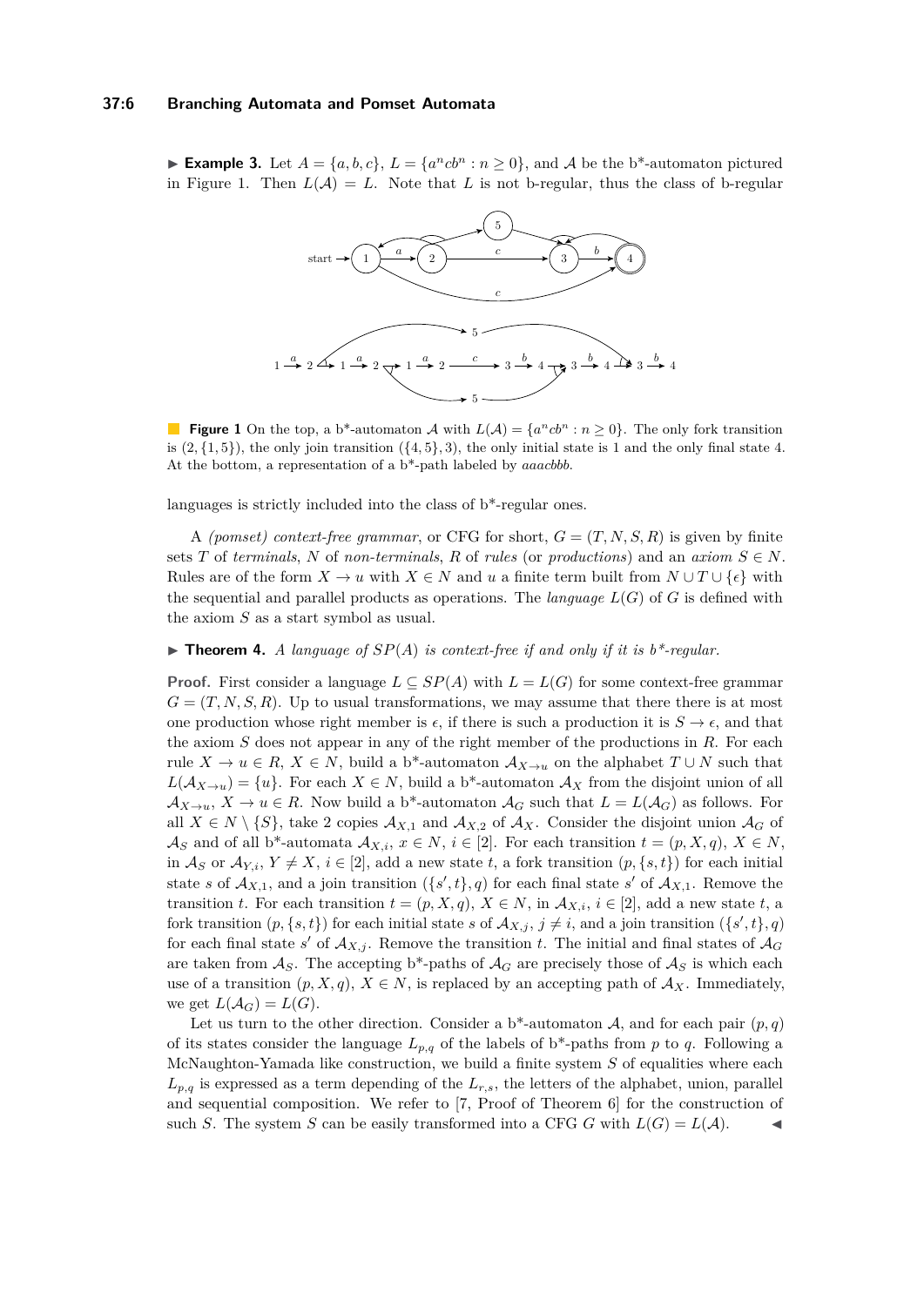**▶ Example 3.** Let $A = \{a, b, c\}$, $L = \{a^n cb^n : n \geq 0\}$, and $\mathcal{A}$ be the b*-automaton pictured in Figure 1. Then $L(\mathcal{A}) = L$. Note that $L$ is not b-regular, thus the class of b-regular languages is strictly included into the class of b*-regular ones.

**Figure 1** On the top, a b*-automaton $\mathcal{A}$ with $L(\mathcal{A}) = \{a^n cb^n : n \geq 0\}$. The only fork transition is $(2, \{1, 5\})$, the only join transition $(\{4, 5\}, 3)$, the only initial state is 1 and the only final state 4. At the bottom, a representation of a b*-path labeled by $aaacbbb$.

A *(pomset) context-free grammar*, or CFG for short, $G = (T, N, S, R)$ is given by finite sets $T$ of *terminals*, $N$ of *non-terminals*, $R$ of *rules* (or *productions*) and an *axiom* $S \in N$. Rules are of the form $X \to u$ with $X \in N$ and $u$ a finite term built from $N \cup T \cup \{\epsilon\}$ with the sequential and parallel products as operations. The *language* $L(G)$ of $G$ is defined with the axiom $S$ as a start symbol as usual.

**▶ Theorem 4.** *A language of $SP(A)$ is context-free if and only if it is b*-regular.*

**Proof.** First consider a language $L \subseteq SP(A)$ with $L = L(G)$ for some context-free grammar $G = (T, N, S, R)$. Up to usual transformations, we may assume that there there is at most one production whose right member is $\epsilon$, if there is such a production it is $S \to \epsilon$, and that the axiom $S$ does not appear in any of the right member of the productions in $R$. For each rule $X \to u \in R$, $X \in N$, build a b*-automaton $\mathcal{A}_{X\to u}$ on the alphabet $T \cup N$ such that $L(\mathcal{A}_{X\to u}) = \{u\}$. For $X \in N$, build a b*-automaton $\mathcal{A}_X$ from the disjoint union of all $\mathcal{A}_{X\to u}$, $X \to u \in R$. Now build a b*-automaton $\mathcal{A}_G$ such that $L = L(\mathcal{A}_G)$ as follows. For all $X \in N \setminus \{S\}$, take 2 copies $\mathcal{A}_{X,1}$ and $\mathcal{A}_{X,2}$ of $\mathcal{A}_X$. Consider the disjoint union $\mathcal{A}_G$ of $\mathcal{A}_S$ and of all b*-automata $\mathcal{A}_{X,i}$, $x \in N$, $i \in [2]$. For each transition $t = (p, X, q)$, $X \in N$, in $\mathcal{A}_S$ or $\mathcal{A}_{Y,i}$, $Y \neq X$, $i \in [2]$, add a new state $t$, a fork transition $(p, \{s, t\})$ for each initial state $s$ of $\mathcal{A}_{X,1}$, and a join transition $(\{s', t\}, q)$ for each final state $s'$ of $\mathcal{A}_{X,1}$. Remove the transition $t$. For each transition $t = (p, X, q)$, $X \in N$, in $\mathcal{A}_{X,i}$, $i \in [2]$, add a new state $t$, a fork transition $(p, \{s, t\})$ for each initial state $s$ of $\mathcal{A}_{X,j}$, $j \neq i$, and a join transition $(\{s', t\}, q)$ for each final state $s'$ of $\mathcal{A}_{X,j}$. Remove the transition $t$. The initial and final states of $\mathcal{A}_G$ are taken from $\mathcal{A}_S$. The accepting b*-paths of $\mathcal{A}_G$ are precisely those of $\mathcal{A}_S$ is which each use of a transition $(p, X, q)$, $X \in N$, is replaced by an accepting path of $\mathcal{A}_X$. Immediately, we get $L(\mathcal{A}_G) = L(G)$.

Let us turn to the other direction. Consider a b*-automaton $\mathcal{A}$, and for each pair $(p, q)$ of its states consider the language $L_{p,q}$ of the labels of b*-paths from $p$ to $q$. Following a McNaughton-Yamada like construction, we build a finite system $S$ of equalities where each $L_{p,q}$ is expressed as a term depending of the $L_{r,s}$, the letters of the alphabet, union, parallel and sequential composition. We refer to [7, Proof of Theorem 6] for the construction of such $S$. The system $S$ can be easily transformed into a CFG $G$ with $L(G) = L(\mathcal{A})$. ◀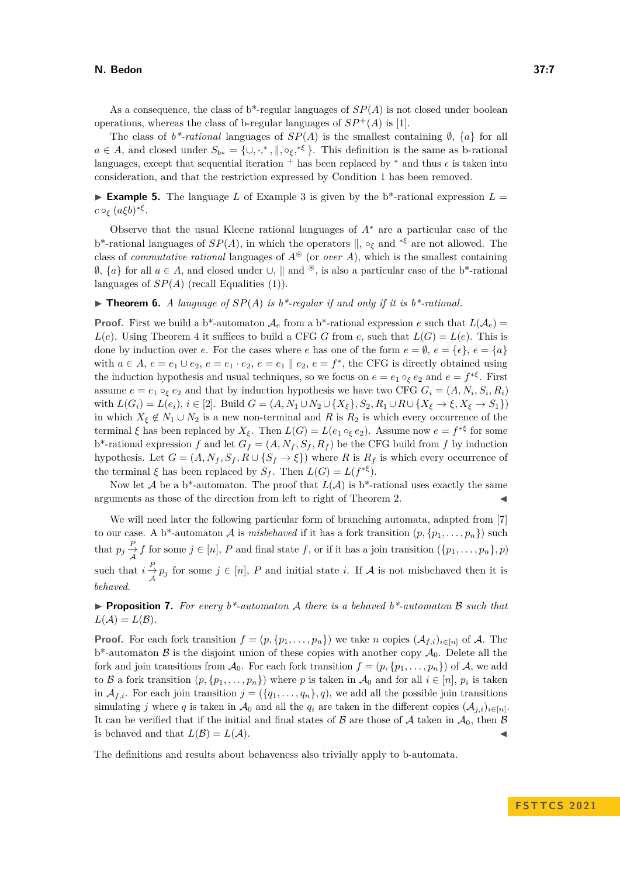As a consequence, the class of b*-regular languages of $SP(A)$ is not closed under boolean operations, whereas the class of b-regular languages of $SP^+(A)$ is [1].

The class of *b\*-rational* languages of $SP(A)$ is the smallest containing $\emptyset$, $\{a\}$ for all $a \in A$, and closed under $S_{b*} = \{\cup, \cdot, ^*, \|, \circ_\xi, ^{*\xi}\}$. This definition is the same as b-rational languages, except that sequential iteration $^+$ has been replaced by $^*$ and thus $\epsilon$ is taken into consideration, and that the restriction expressed by Condition 1 has been removed.

▶ **Example 5.** The language $L$ of Example 3 is given by the b*-rational expression $L = c \circ_\xi (a\xi b)^{*\xi}$.

Observe that the usual Kleene rational languages of $A^*$ are a particular case of the b*-rational languages of $SP(A)$, in which the operators $\|$, $\circ_\xi$ and $^{*\xi}$ are not allowed. The class of *commutative rational* languages of $A^{\circledast}$ (or *over* $A$), which is the smallest containing $\emptyset$, $\{a\}$ for all $a \in A$, and closed under $\cup$, $\|$ and $^{\circledast}$, is also a particular case of the b*-rational languages of $SP(A)$ (recall Equalities (1)).

▶ **Theorem 6.** *A language of $SP(A)$ is b\*-regular if and only if it is b\*-rational.*

**Proof.** First we build a b*-automaton $\mathcal{A}_e$ from a b*-rational expression $e$ such that $L(\mathcal{A}_e) = L(e)$. Using Theorem 4 it suffices to build a CFG $G$ from $e$, such that $L(G) = L(e)$. This is done by induction over $e$. For the cases where $e$ has one of the form $e = \emptyset$, $e = \{\epsilon\}$, $e = \{a\}$ with $a \in A$, $e = e_1 \cup e_2$, $e = e_1 \cdot e_2$, $e = e_1 \| e_2$, $e = f^*$, the CFG is directly obtained using the induction hypothesis and usual techniques, so we focus on $e = e_1 \circ_\xi e_2$ and $e = f^{*\xi}$. First assume $e = e_1 \circ_\xi e_2$ and that by induction hypothesis we have two CFG $G_i = (A, N_i, S_i, R_i)$ with $L(G_i) = L(e_i)$, $i \in [2]$. Build $G = (A, N_1 \cup N_2 \cup \{X_\xi\}, S_2, R_1 \cup R \cup \{X_\xi \to \xi, X_\xi \to S_1\})$ in which $X_\xi \notin N_1 \cup N_2$ is a new non-terminal and $R$ is $R_2$ is which every occurrence of the terminal $\xi$ has been replaced by $X_\xi$. Then $L(G) = L(e_1 \circ_\xi e_2)$. Assume now $e = f^{*\xi}$ for some b*-rational expression $f$ and let $G_f = (A, N_f, S_f, R_f)$ be the CFG build from $f$ by induction hypothesis. Let $G = (A, N_f, S_f, R \cup \{S_f \to \xi\})$ where $R$ is $R_f$ is which every occurrence of the terminal $\xi$ has been replaced by $S_f$. Then $L(G) = L(f^{*\xi})$.

Now let $\mathcal{A}$ be a b*-automaton. The proof that $L(\mathcal{A})$ is b*-rational uses exactly the same arguments as those of the direction from left to right of Theorem 2. ◀

We will need later the following particular form of branching automata, adapted from [7] to our case. A b*-automaton $\mathcal{A}$ is *misbehaved* if it has a fork transition $(p, \{p_1, \ldots, p_n\})$ such that $p_j \xrightarrow[\mathcal{A}]{P} f$ for some $j \in [n]$, $P$ and final state $f$, or if it has a join transition $(\{p_1, \ldots, p_n\}, p)$ such that $i \xrightarrow[\mathcal{A}]{P} p_j$ for some $j \in [n]$, $P$ and initial state $i$. If $\mathcal{A}$ is not misbehaved then it is *behaved.*

▶ **Proposition 7.** *For every b\*-automaton $\mathcal{A}$ there is a behaved b\*-automaton $\mathcal{B}$ such that $L(\mathcal{A}) = L(\mathcal{B})$.*

**Proof.** For each fork transition $f = (p, \{p_1, \ldots, p_n\})$ we take $n$ copies $(\mathcal{A}_{f,i})_{i \in [n]}$ of $\mathcal{A}$. The b*-automaton $\mathcal{B}$ is the disjoint union of these copies with another copy $\mathcal{A}_0$. Delete all the fork and join transitions from $\mathcal{A}_0$. For each fork transition $f = (p, \{p_1, \ldots, p_n\})$ of $\mathcal{A}$, we add to $\mathcal{B}$ a fork transition $(p, \{p_1, \ldots, p_n\})$ where $p$ is taken in $\mathcal{A}_0$ and for all $i \in [n]$, $p_i$ is taken in $\mathcal{A}_{f,i}$. For each join transition $j = (\{q_1, \ldots, q_n\}, q)$, we add all the possible join transitions simulating $j$ where $q$ is taken in $\mathcal{A}_0$ and all the $q_i$ are taken in the different copies $(\mathcal{A}_{j,i})_{i \in [n]}$. It can be verified that if the initial and final states of $\mathcal{B}$ are those of $\mathcal{A}$ taken in $\mathcal{A}_0$, then $\mathcal{B}$ is behaved and that $L(\mathcal{B}) = L(\mathcal{A})$. ◀

The definitions and results about behaveness also trivially apply to b-automata.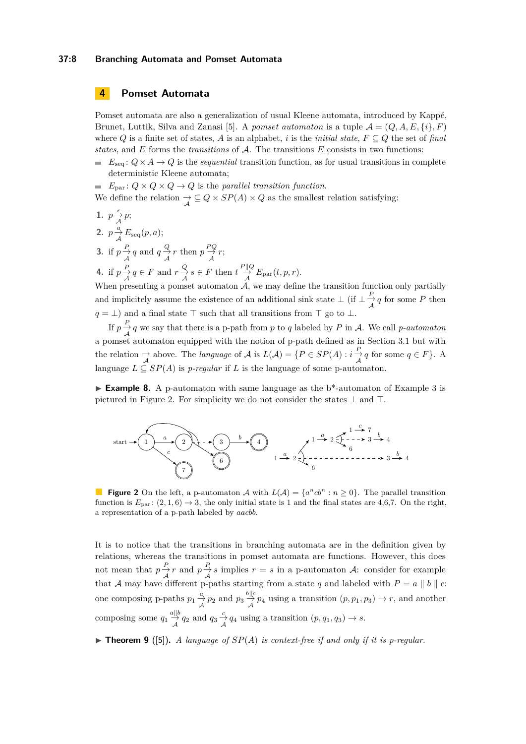## 4 Pomset Automata

Pomset automata are also a generalization of usual Kleene automata, introduced by Kappé, Brunet, Luttik, Silva and Zanasi [5]. A *pomset automaton* is a tuple $\mathcal{A} = (Q, A, E, \{i\}, F)$ where $Q$ is a finite set of states, $A$ is an alphabet, $i$ is the *initial state*, $F \subseteq Q$ the set of *final states*, and $E$ forms the *transitions* of $\mathcal{A}$. The transitions $E$ consists in two functions:

- $E_{\text{seq}}: Q \times A \to Q$ is the *sequential* transition function, as for usual transitions in complete deterministic Kleene automata;
- $E_{\text{par}}: Q \times Q \times Q \to Q$ is the *parallel transition function*.

We define the relation $\xrightarrow[\mathcal{A}]{} \subseteq Q \times SP(A) \times Q$ as the smallest relation satisfying:

1. $p \xrightarrow[\mathcal{A}]{\epsilon} p$;
2. $p \xrightarrow[\mathcal{A}]{a} E_{\text{seq}}(p, a)$;
3. if $p \xrightarrow[\mathcal{A}]{P} q$ and $q \xrightarrow[\mathcal{A}]{Q} r$ then $p \xrightarrow[\mathcal{A}]{PQ} r$;
4. if $p \xrightarrow[\mathcal{A}]{P} q \in F$ and $r \xrightarrow[\mathcal{A}]{Q} s \in F$ then $t \xrightarrow[\mathcal{A}]{P \| Q} E_{\text{par}}(t, p, r)$.

When presenting a pomset automaton $\mathcal{A}$, we may define the transition function only partially and implicitely assume the existence of an additional sink state $\perp$ (if $\perp \xrightarrow[\mathcal{A}]{P} q$ for some $P$ then $q = \perp$) and a final state $\top$ such that all transitions from $\top$ go to $\perp$.

If $p \xrightarrow[\mathcal{A}]{P} q$ we say that there is a p-path from $p$ to $q$ labeled by $P$ in $\mathcal{A}$. We call *p-automaton* a pomset automaton equipped with the notion of p-path defined as in Section 3.1 but with the relation $\xrightarrow[\mathcal{A}]{}$ above. The *language* of $\mathcal{A}$ is $L(\mathcal{A}) = \{P \in SP(A) : i \xrightarrow[\mathcal{A}]{P} q$ for some $q \in F\}$. A language $L \subseteq SP(A)$ is *p-regular* if $L$ is the language of some p-automaton.

▶ **Example 8.** A p-automaton with same language as the b*-automaton of Example 3 is pictured in Figure 2. For simplicity we do not consider the states $\perp$ and $\top$.

**Figure 2** On the left, a p-automaton $\mathcal{A}$ with $L(\mathcal{A}) = \{a^n cb^n : n \geq 0\}$. The parallel transition function is $E_{\text{par}}: (2, 1, 6) \to 3$, the only initial state is 1 and the final states are 4,6,7. On the right, a representation of a p-path labeled by *aacbb*.

It is to notice that the transitions in branching automata are in the definition given by relations, whereas the transitions in pomset automata are functions. However, this does not mean that $p \xrightarrow[\mathcal{A}]{P} r$ and $p \xrightarrow[\mathcal{A}]{P} s$ implies $r = s$ in a p-automaton $\mathcal{A}$: consider for example that $\mathcal{A}$ may have different p-paths starting from a state $q$ and labeled with $P = a \| b \| c$: one composing p-paths $p_1 \xrightarrow[\mathcal{A}]{a} p_2$ and $p_3 \xrightarrow[\mathcal{A}]{b \| c} p_4$ using a transition $(p, p_1, p_3) \to r$, and another composing some $q_1 \xrightarrow[\mathcal{A}]{a \| b} q_2$ and $q_3 \xrightarrow[\mathcal{A}]{c} q_4$ using a transition $(p, q_1, q_3) \to s$.

▶ **Theorem 9** ([5]). *A language of $SP(A)$ is context-free if and only if it is p-regular.*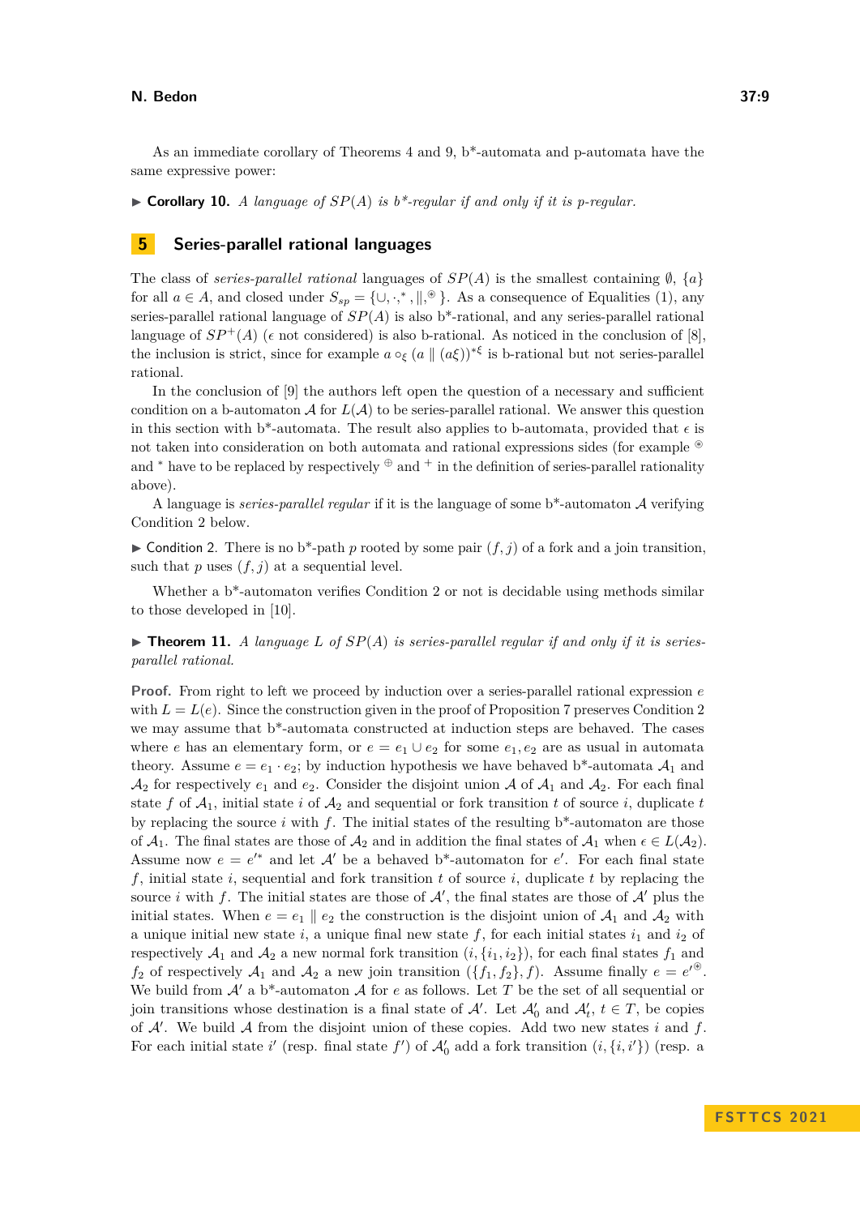As an immediate corollary of Theorems 4 and 9, b*-automata and p-automata have the same expressive power:

▶ **Corollary 10.** *A language of $SP(A)$ is b*-regular if and only if it is p-regular.*

## 5 Series-parallel rational languages

The class of *series-parallel rational* languages of $SP(A)$ is the smallest containing $\emptyset$, $\{a\}$ for all $a \in A$, and closed under $S_{sp} = \{\cup, \cdot, ^*, \|, ^{\circledast}\}$. As a consequence of Equalities (1), any series-parallel rational language of $SP(A)$ is also b*-rational, and any series-parallel rational language of $SP^+(A)$ ($\epsilon$ not considered) is also b-rational. As noticed in the conclusion of [8], the inclusion is strict, since for example $a \circ_\xi (a \| (a\xi))^{*\xi}$ is b-rational but not series-parallel rational.

In the conclusion of [9] the authors left open the question of a necessary and sufficient condition on a b-automaton $\mathcal{A}$ for $L(\mathcal{A})$ to be series-parallel rational. We answer this question in this section with b*-automata. The result also applies to b-automata, provided that $\epsilon$ is not taken into consideration on both automata and rational expressions sides (for example $^{\circledast}$ and $^*$ have to be replaced by respectively $^{\oplus}$ and $^+$ in the definition of series-parallel rationality above).

A language is *series-parallel regular* if it is the language of some b*-automaton $\mathcal{A}$ verifying Condition 2 below.

▶ Condition 2. There is no b*-path $p$ rooted by some pair $(f, j)$ of a fork and a join transition, such that $p$ uses $(f, j)$ at a sequential level.

Whether a b*-automaton verifies Condition 2 or not is decidable using methods similar to those developed in [10].

▶ **Theorem 11.** *A language $L$ of $SP(A)$ is series-parallel regular if and only if it is series-parallel rational.*

**Proof.** From right to left we proceed by induction over a series-parallel rational expression $e$ with $L = L(e)$. Since the construction given in the proof of Proposition 7 preserves Condition 2 we may assume that b*-automata constructed at induction steps are behaved. The cases where $e$ has an elementary form, or $e = e_1 \cup e_2$ for some $e_1, e_2$ are as usual in automata theory. Assume $e = e_1 \cdot e_2$; by induction hypothesis we have behaved b*-automata $\mathcal{A}_1$ and $\mathcal{A}_2$ for respectively $e_1$ and $e_2$. Consider the disjoint union $\mathcal{A}$ of $\mathcal{A}_1$ and $\mathcal{A}_2$. For each final state $f$ of $\mathcal{A}_1$, initial state $i$ of $\mathcal{A}_2$ and sequential or fork transition $t$ of source $i$, duplicate $t$ by replacing the source $i$ with $f$. The initial states of the resulting b*-automaton are those of $\mathcal{A}_1$. The final states are those of $\mathcal{A}_2$ and in addition the final states of $\mathcal{A}_1$ when $\epsilon \in L(\mathcal{A}_2)$. Assume now $e = e'^*$ and let $\mathcal{A}'$ be a behaved b*-automaton for $e'$. For each final state $f$, initial state $i$, sequential and fork transition $t$ of source $i$, duplicate $t$ by replacing the source $i$ with $f$. The initial states are those of $\mathcal{A}'$, the final states are those of $\mathcal{A}'$ plus the initial states. When $e = e_1 \| e_2$ the construction is the disjoint union of $\mathcal{A}_1$ and $\mathcal{A}_2$ with a unique initial new state $i$, a unique final new state $f$, for each initial states $i_1$ and $i_2$ of respectively $\mathcal{A}_1$ and $\mathcal{A}_2$ a new normal fork transition $(i, \{i_1, i_2\})$, for each final states $f_1$ and $f_2$ of respectively $\mathcal{A}_1$ and $\mathcal{A}_2$ a new join transition $(\{f_1, f_2\}, f)$. Assume finally $e = e'^{\circledast}$. We build from $\mathcal{A}'$ a b*-automaton $\mathcal{A}$ for $e$ as follows. Let $T$ be the set of all sequential or join transitions whose destination is a final state of $\mathcal{A}'$. Let $\mathcal{A}'_0$ and $\mathcal{A}'_t$, $t \in T$, be copies of $\mathcal{A}'$. We build $\mathcal{A}$ from the disjoint union of these copies. Add two new states $i$ and $f$. For each initial state $i'$ (resp. final state $f'$) of $\mathcal{A}'_0$ add a fork transition $(i, \{i, i'\})$ (resp. a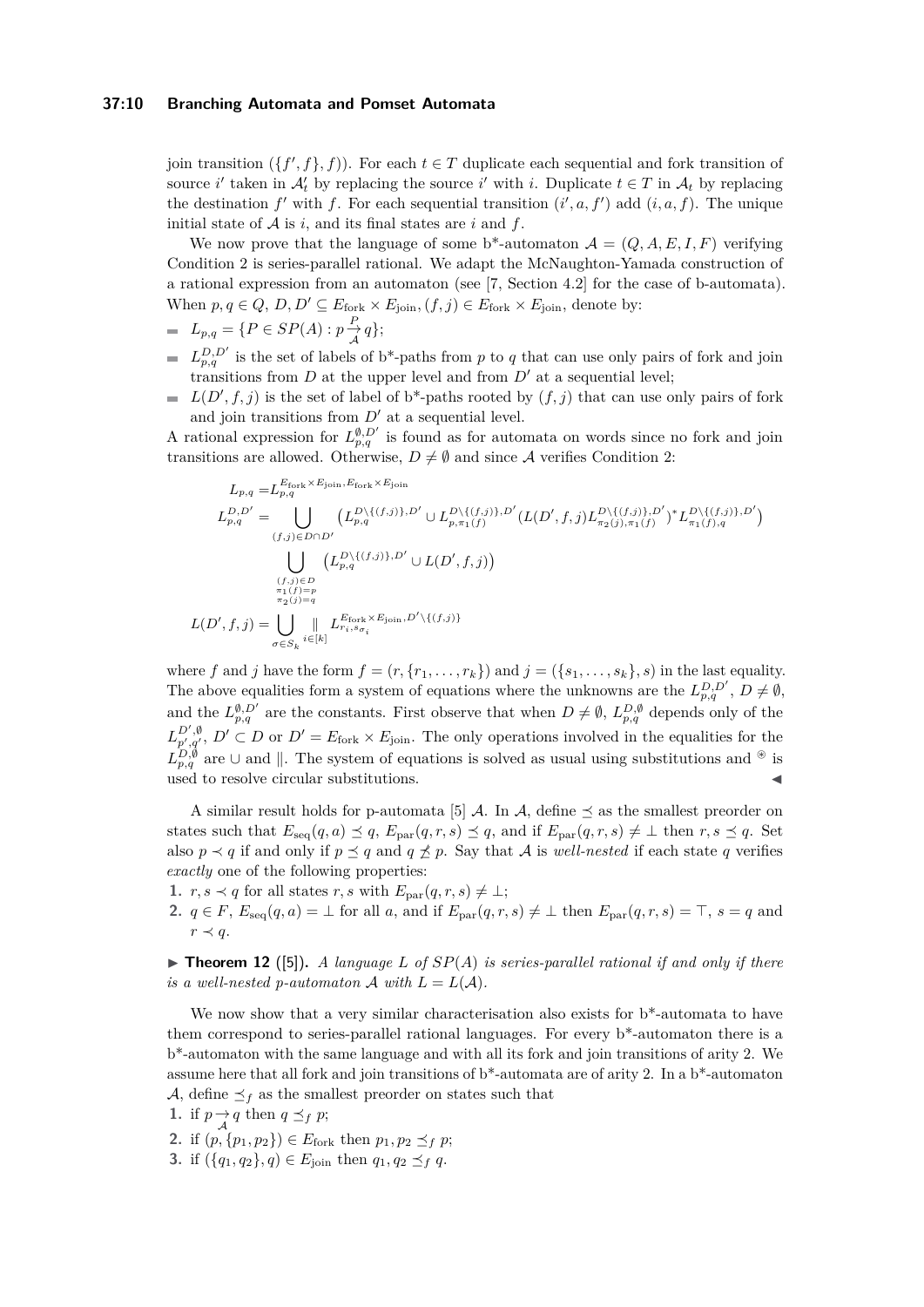join transition $(\{f', f\}, f)$). For each $t \in T$ duplicate each sequential and fork transition of source $i'$ taken in $\mathcal{A}'_t$ by replacing the source $i'$ with $i$. Duplicate $t \in T$ in $\mathcal{A}_t$ by replacing the destination $f'$ with $f$. For each sequential transition $(i', a, f')$ add $(i, a, f)$. The unique initial state of $\mathcal{A}$ is $i$, and its final states are $i$ and $f$.

We now prove that the language of some b*-automaton $\mathcal{A} = (Q, A, E, I, F)$ verifying Condition 2 is series-parallel rational. We adapt the McNaughton-Yamada construction of a rational expression from an automaton (see [7, Section 4.2] for the case of b-automata). When $p, q \in Q$, $D, D' \subseteq E_{\text{fork}} \times E_{\text{join}}, (f, j) \in E_{\text{fork}} \times E_{\text{join}}$, denote by:

- $L_{p,q} = \{P \in SP(A) : p \xrightarrow[\mathcal{A}]{P} q\}$;
- $L^{D,D'}_{p,q}$ is the set of labels of b*-paths from $p$ to $q$ that can use only pairs of fork and join transitions from $D$ at the upper level and from $D'$ at a sequential level;
- $L(D', f, j)$ is the set of label of b*-paths rooted by $(f, j)$ that can use only pairs of fork and join transitions from $D'$ at a sequential level.

A rational expression for $L^{\emptyset,D'}_{p,q}$ is found as for automata on words since no fork and join transitions are allowed. Otherwise, $D \neq \emptyset$ and since $\mathcal{A}$ verifies Condition 2:

$$
\begin{aligned}
L_{p,q} &= L^{E_{\text{fork}} \times E_{\text{join}}, E_{\text{fork}} \times E_{\text{join}}}_{p,q} \\
L^{D,D'}_{p,q} &= \bigcup_{(f,j) \in D \cap D'} \left( L^{D \setminus \{(f,j)\},D'}_{p,q} \cup L^{D \setminus \{(f,j)\},D'}_{p,\pi_1(f)} (L(D', f, j) L^{D \setminus \{(f,j)\},D'}_{\pi_2(j),\pi_1(f)})^* L^{D \setminus \{(f,j)\},D'}_{\pi_1(f),q} \right) \\
&\quad \bigcup_{\substack{(f,j) \in D \\ \pi_1(f) = p \\ \pi_2(j) = q}} \left( L^{D \setminus \{(f,j)\},D'}_{p,q} \cup L(D', f, j) \right) \\
L(D', f, j) &= \bigcup_{\sigma \in S_k} \mathop{\Large\|}_{i \in [k]} L^{E_{\text{fork}} \times E_{\text{join}}, D' \setminus \{(f,j)\}}_{r_i, s_{\sigma_i}}
\end{aligned}
$$

where $f$ and $j$ have the form $f = (r, \{r_1, \ldots, r_k\})$ and $j = (\{s_1, \ldots, s_k\}, s)$ in the last equality. The above equalities form a system of equations where the unknowns are the $L^{D,D'}_{p,q}$, $D \neq \emptyset$, and the $L^{\emptyset,D'}_{p,q}$ are the constants. First observe that when $D \neq \emptyset$, $L^{D,\emptyset}_{p,q}$ depends only of the $L^{D',\emptyset}_{p',q'}$, $D' \subset D$ or $D' = E_{\text{fork}} \times E_{\text{join}}$. The only operations involved in the equalities for the $L^{D,\emptyset}_{p,q}$ are $\cup$ and $\|$. The system of equations is solved as usual using substitutions and $^{\circledast}$ is used to resolve circular substitutions. ◀

A similar result holds for p-automata [5] $\mathcal{A}$. In $\mathcal{A}$, define $\preceq$ as the smallest preorder on states such that $E_{\text{seq}}(q, a) \preceq q$, $E_{\text{par}}(q, r, s) \preceq q$, and if $E_{\text{par}}(q, r, s) \neq \bot$ then $r, s \preceq q$. Set also $p \prec q$ if and only if $p \preceq q$ and $q \not\preceq p$. Say that $\mathcal{A}$ is *well-nested* if each state $q$ verifies *exactly* one of the following properties:

1. $r, s \prec q$ for all states $r, s$ with $E_{\text{par}}(q, r, s) \neq \bot$;
2. $q \in F$, $E_{\text{seq}}(q, a) = \bot$ for all $a$, and if $E_{\text{par}}(q, r, s) \neq \bot$ then $E_{\text{par}}(q, r, s) = \top$, $s = q$ and $r \prec q$.

▶ **Theorem 12** ([5]). *A language $L$ of $SP(A)$ is series-parallel rational if and only if there is a well-nested p-automaton $\mathcal{A}$ with $L = L(\mathcal{A})$.*

We now show that a very similar characterisation also exists for b*-automata to have them correspond to series-parallel rational languages. For every b*-automaton there is a b*-automaton with the same language and with all its fork and join transitions of arity 2. We assume here that all fork and join transitions of b*-automata are of arity 2. In a b*-automaton $\mathcal{A}$, define $\preceq_f$ as the smallest preorder on states such that

1. if $p \xrightarrow[\mathcal{A}]{} q$ then $q \preceq_f p$;
2. if $(p, \{p_1, p_2\}) \in E_{\text{fork}}$ then $p_1, p_2 \preceq_f p$;
3. if $(\{q_1, q_2\}, q) \in E_{\text{join}}$ then $q_1, q_2 \preceq_f q$.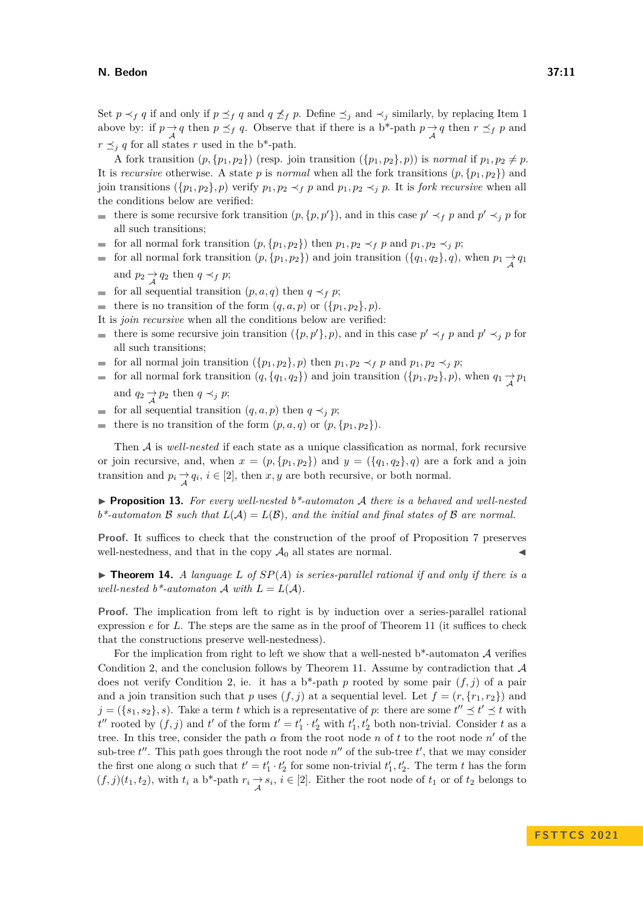Set $p \prec_f q$ if and only if $p \preceq_f q$ and $q \not\preceq_f p$. Define $\preceq_j$ and $\prec_j$ similarly, by replacing Item 1 above by: if $p \underset{\mathcal{A}}{\rightarrow} q$ then $p \preceq_f q$. Observe that if there is a b*-path $p \underset{\mathcal{A}}{\rightarrow} q$ then $r \preceq_f p$ and $r \preceq_j q$ for all states $r$ used in the b*-path.

A fork transition $(p, \{p_1, p_2\})$ (resp. join transition $(\{p_1, p_2\}, p)$) is *normal* if $p_1, p_2 \neq p$. It is *recursive* otherwise. A state $p$ is *normal* when all the fork transitions $(p, \{p_1, p_2\})$ and join transitions $(\{p_1, p_2\}, p)$ verify $p_1, p_2 \prec_f p$ and $p_1, p_2 \prec_j p$. It is *fork recursive* when all the conditions below are verified:

- there is some recursive fork transition $(p, \{p, p'\})$, and in this case $p' \prec_f p$ and $p' \prec_j p$ for all such transitions;
- for all normal fork transition $(p, \{p_1, p_2\})$ then $p_1, p_2 \prec_f p$ and $p_1, p_2 \prec_j p$;
- for all normal fork transition $(p, \{p_1, p_2\})$ and join transition $(\{q_1, q_2\}, q)$, when $p_1 \underset{\mathcal{A}}{\rightarrow} q_1$ and $p_2 \underset{\mathcal{A}}{\rightarrow} q_2$ then $q \prec_f p$;
- for all sequential transition $(p, a, q)$ then $q \prec_f p$;
- there is no transition of the form $(q, a, p)$ or $(\{p_1, p_2\}, p)$.

It is *join recursive* when all the conditions below are verified:

- there is some recursive join transition $(\{p, p'\}, p)$, and in this case $p' \prec_f p$ and $p' \prec_j p$ for all such transitions;
- for all normal join transition $(\{p_1, p_2\}, p)$ then $p_1, p_2 \prec_f p$ and $p_1, p_2 \prec_j p$;
- for all normal fork transition $(q, \{q_1, q_2\})$ and join transition $(\{p_1, p_2\}, p)$, when $q_1 \underset{\mathcal{A}}{\rightarrow} p_1$ and $q_2 \underset{\mathcal{A}}{\rightarrow} p_2$ then $q \prec_j p$;
- for all sequential transition $(q, a, p)$ then $q \prec_j p$;
- there is no transition of the form $(p, a, q)$ or $(p, \{p_1, p_2\})$.

Then $\mathcal{A}$ is *well-nested* if each state as a unique classification as normal, fork recursive or join recursive, and, when $x = (p, \{p_1, p_2\})$ and $y = (\{q_1, q_2\}, q)$ are a fork and a join transition and $p_i \underset{\mathcal{A}}{\rightarrow} q_i$, $i \in [2]$, then $x, y$ are both recursive, or both normal.

▶ **Proposition 13.** *For every well-nested b\*-automaton $\mathcal{A}$ there is a behaved and well-nested b\*-automaton $\mathcal{B}$ such that $L(\mathcal{A}) = L(\mathcal{B})$, and the initial and final states of $\mathcal{B}$ are normal.*

**Proof.** It suffices to check that the construction of the proof of Proposition 7 preserves well-nestedness, and that in the copy $\mathcal{A}_0$ all states are normal. ◀

▶ **Theorem 14.** *A language $L$ of $SP(A)$ is series-parallel rational if and only if there is a well-nested b\*-automaton $\mathcal{A}$ with $L = L(\mathcal{A})$.*

**Proof.** The implication from left to right is by induction over a series-parallel rational expression $e$ for $L$. The steps are the same as in the proof of Theorem 11 (it suffices to check that the constructions preserve well-nestedness).

For the implication from right to left we show that a well-nested b*-automaton $\mathcal{A}$ verifies Condition 2, and the conclusion follows by Theorem 11. Assume by contradiction that $\mathcal{A}$ does not verify Condition 2, ie. it has a b*-path $p$ rooted by some pair $(f, j)$ of a pair and a join transition such that $p$ uses $(f, j)$ at a sequential level. Let $f = (r, \{r_1, r_2\})$ and $j = (\{s_1, s_2\}, s)$. Take a term $t$ which is a representative of $p$: there are some $t'' \preceq t' \preceq t$ with $t''$ rooted by $(f, j)$ and $t'$ of the form $t' = t'_1 \cdot t'_2$ with $t'_1, t'_2$ both non-trivial. Consider $t$ as a tree. In this tree, consider the path $\alpha$ from the root node $n$ of $t$ to the root node $n'$ of the sub-tree $t''$. This path goes through the root node $n''$ of the sub-tree $t'$, that we may consider the first one along $\alpha$ such that $t' = t'_1 \cdot t'_2$ for some non-trivial $t'_1, t'_2$. The term $t$ has the form $(f, j)(t_1, t_2)$, with $t_i$ a b*-path $r_i \underset{\mathcal{A}}{\rightarrow} s_i$, $i \in [2]$. Either the root node of $t_1$ or of $t_2$ belongs to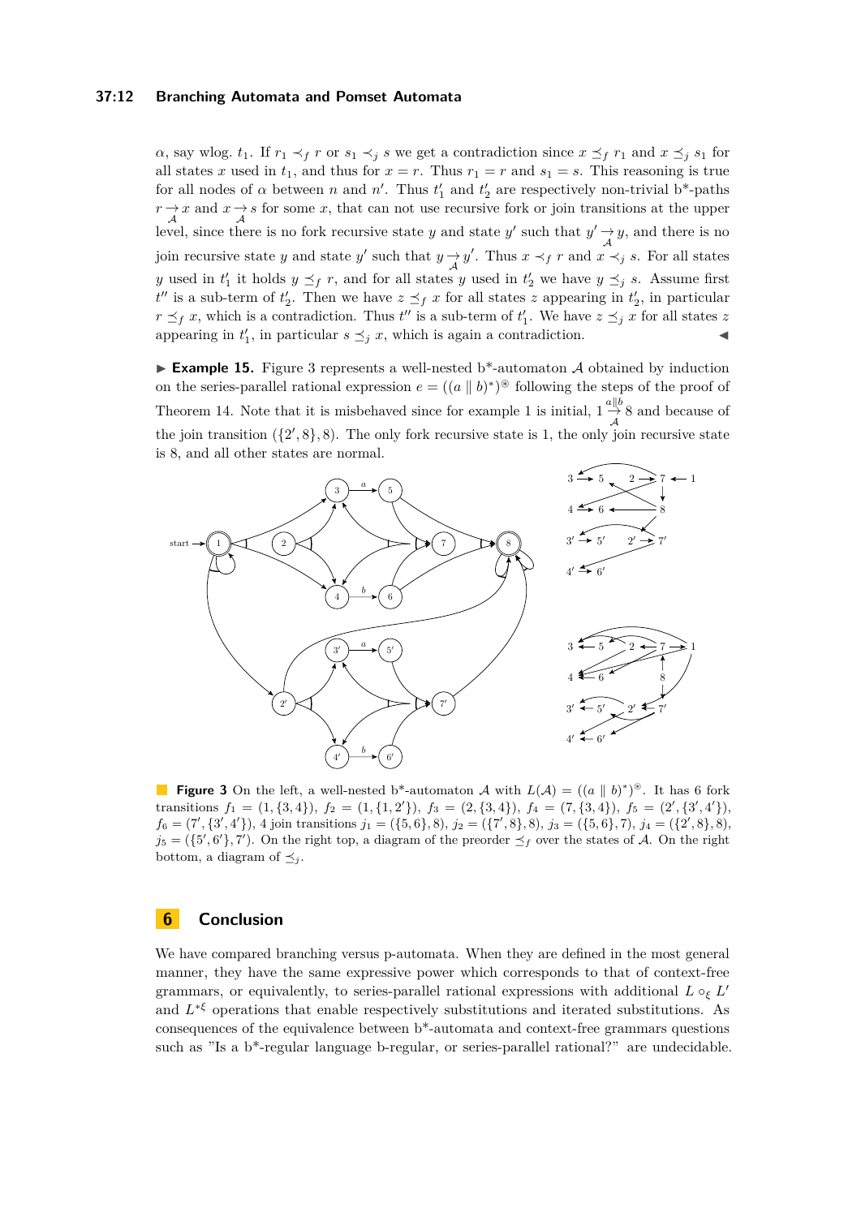$\alpha$, say wlog. $t_1$. If $r_1 \prec_f r$ or $s_1 \prec_j s$ we get a contradiction since $x \preceq_f r_1$ and $x \preceq_j s_1$ for all states $x$ used in $t_1$, and thus for $x = r$. Thus $r_1 = r$ and $s_1 = s$. This reasoning is true for all nodes of $\alpha$ between $n$ and $n'$. Thus $t'_1$ and $t'_2$ are respectively non-trivial b*-paths $r \underset{\mathcal{A}}{\rightarrow} x$ and $x \underset{\mathcal{A}}{\rightarrow} s$ for some $x$, that can not use recursive fork or join transitions at the upper level, since there is no fork recursive state $y$ and state $y'$ such that $y' \underset{\mathcal{A}}{\rightarrow} y$, and there is no join recursive state $y$ and state $y'$ such that $y \underset{\mathcal{A}}{\rightarrow} y'$. Thus $x \prec_f r$ and $x \prec_j s$. For all states $y$ used in $t'_1$ it holds $y \preceq_f r$, and for all states $y$ used in $t'_2$ we have $y \preceq_j s$. Assume first $t''$ is a sub-term of $t'_2$. Then we have $z \preceq_f x$ for all states $z$ appearing in $t'_2$, in particular $r \preceq_f x$, which is a contradiction. Thus $t''$ is a sub-term of $t'_1$. We have $z \preceq_j x$ for all states $z$ appearing in $t'_1$, in particular $s \preceq_j x$, which is again a contradiction. ◀

▶ **Example 15.** Figure 3 represents a well-nested b*-automaton $\mathcal{A}$ obtained by induction on the series-parallel rational expression $e = ((a \parallel b)^*)^{\circledast}$ following the steps of the proof of Theorem 14. Note that it is misbehaved since for example 1 is initial, $1 \overset{a \parallel b}{\underset{\mathcal{A}}{\rightarrow}} 8$ and because of the join transition $(\{2', 8\}, 8)$. The only fork recursive state is 1, the only join recursive state is 8, and all other states are normal.

**Figure 3** On the left, a well-nested b*-automaton $\mathcal{A}$ with $L(\mathcal{A}) = ((a \parallel b)^*)^{\circledast}$. It has 6 fork transitions $f_1 = (1, \{3, 4\})$, $f_2 = (1, \{1, 2'\})$, $f_3 = (2, \{3, 4\})$, $f_4 = (7, \{3, 4\})$, $f_5 = (2', \{3', 4'\})$, $f_6 = (7', \{3', 4'\})$, 4 join transitions $j_1 = (\{5, 6\}, 8)$, $j_2 = (\{7', 8\}, 8)$, $j_3 = (\{5, 6\}, 7)$, $j_4 = (\{2', 8\}, 8)$, $j_5 = (\{5', 6'\}, 7')$. On the right top, a diagram of the preorder $\preceq_f$ over the states of $\mathcal{A}$. On the right bottom, a diagram of $\preceq_j$.

## 6 Conclusion

We have compared branching versus p-automata. When they are defined in the most general manner, they have the same expressive power which corresponds to that of context-free grammars, or equivalently, to series-parallel rational expressions with additional $L \circ_\xi L'$ and $L^{*\xi}$ operations that enable respectively substitutions and iterated substitutions. As consequences of the equivalence between b*-automata and context-free grammars questions such as "Is a b*-regular language b-regular, or series-parallel rational?" are undecidable.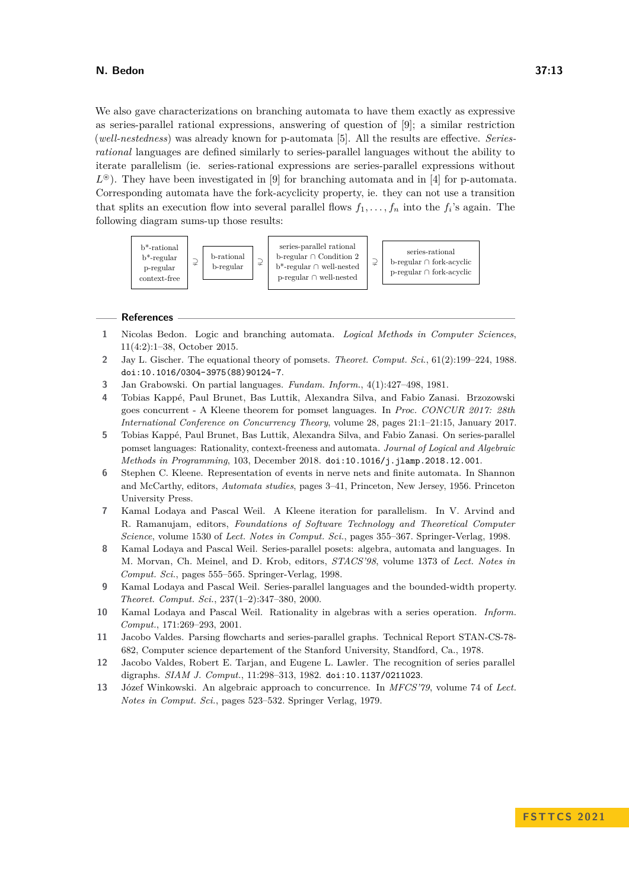We also gave characterizations on branching automata to have them exactly as expressive as series-parallel rational expressions, answering of question of [9]; a similar restriction (*well-nestedness*) was already known for p-automata [5]. All the results are effective. *Series-rational* languages are defined similarly to series-parallel languages without the ability to iterate parallelism (ie. series-rational expressions are series-parallel expressions without $L^{\circledast}$). They have been investigated in [9] for branching automata and in [4] for p-automata. Corresponding automata have the fork-acyclicity property, ie. they can not use a transition that splits an execution flow into several parallel flows $f_1, \ldots, f_n$ into the $f_i$'s again. The following diagram sums-up those results:

b*-rational
b*-regular
p-regular
context-free

$\supsetneq$

b-rational
b-regular

$\supsetneq$

series-parallel rational
b-regular ∩ Condition 2
b*-regular ∩ well-nested
p-regular ∩ well-nested

$\supsetneq$

series-rational
b-regular ∩ fork-acyclic
p-regular ∩ fork-acyclic

## References

1. Nicolas Bedon. Logic and branching automata. *Logical Methods in Computer Sciences*, 11(4:2):1–38, October 2015.
2. Jay L. Gischer. The equational theory of pomsets. *Theoret. Comput. Sci.*, 61(2):199–224, 1988. doi:10.1016/0304-3975(88)90124-7.
3. Jan Grabowski. On partial languages. *Fundam. Inform.*, 4(1):427–498, 1981.
4. Tobias Kappé, Paul Brunet, Bas Luttik, Alexandra Silva, and Fabio Zanasi. Brzozowski goes concurrent - A Kleene theorem for pomset languages. In *Proc. CONCUR 2017: 28th International Conference on Concurrency Theory*, volume 28, pages 21:1–21:15, January 2017.
5. Tobias Kappé, Paul Brunet, Bas Luttik, Alexandra Silva, and Fabio Zanasi. On series-parallel pomset languages: Rationality, context-freeness and automata. *Journal of Logical and Algebraic Methods in Programming*, 103, December 2018. doi:10.1016/j.jlamp.2018.12.001.
6. Stephen C. Kleene. Representation of events in nerve nets and finite automata. In Shannon and McCarthy, editors, *Automata studies*, pages 3–41, Princeton, New Jersey, 1956. Princeton University Press.
7. Kamal Lodaya and Pascal Weil. A Kleene iteration for parallelism. In V. Arvind and R. Ramanujam, editors, *Foundations of Software Technology and Theoretical Computer Science*, volume 1530 of *Lect. Notes in Comput. Sci.*, pages 355–367. Springer-Verlag, 1998.
8. Kamal Lodaya and Pascal Weil. Series-parallel posets: algebra, automata and languages. In M. Morvan, Ch. Meinel, and D. Krob, editors, *STACS'98*, volume 1373 of *Lect. Notes in Comput. Sci.*, pages 555–565. Springer-Verlag, 1998.
9. Kamal Lodaya and Pascal Weil. Series-parallel languages and the bounded-width property. *Theoret. Comput. Sci.*, 237(1–2):347–380, 2000.
10. Kamal Lodaya and Pascal Weil. Rationality in algebras with a series operation. *Inform. Comput.*, 171:269–293, 2001.
11. Jacobo Valdes. Parsing flowcharts and series-parallel graphs. Technical Report STAN-CS-78-682, Computer science departement of the Stanford University, Standford, Ca., 1978.
12. Jacobo Valdes, Robert E. Tarjan, and Eugene L. Lawler. The recognition of series parallel digraphs. *SIAM J. Comput.*, 11:298–313, 1982. doi:10.1137/0211023.
13. Józef Winkowski. An algebraic approach to concurrence. In *MFCS'79*, volume 74 of *Lect. Notes in Comput. Sci.*, pages 523–532. Springer Verlag, 1979.